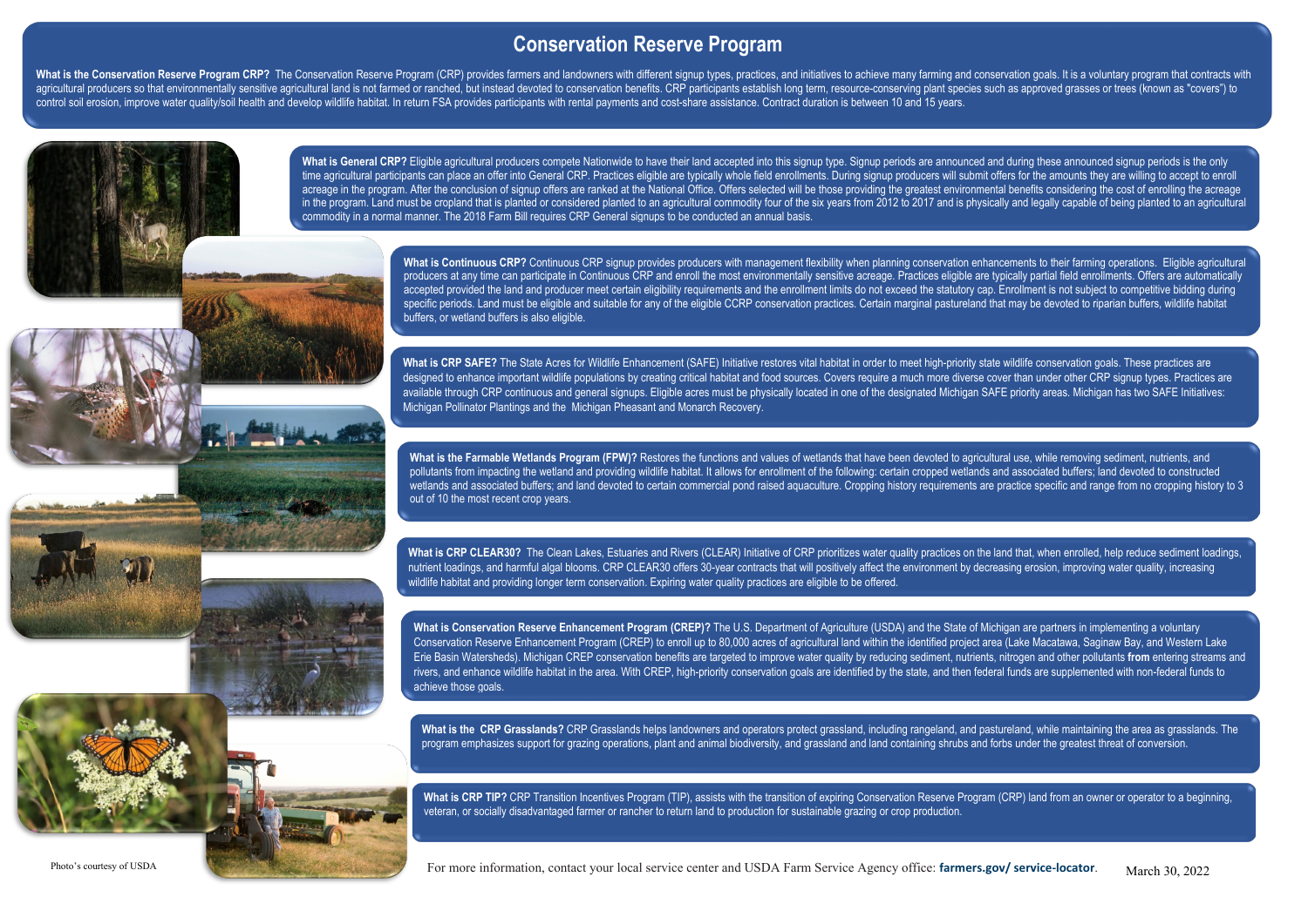# Conservation Reserve Program

**What is the Conservation Reserve Program CRP?** The Conservation Reserve Program (CRP) provides farmers and landowners with different signup types, practices, and initiatives to achieve many farming and conservation goals. It is a voluntary program that contracts with agricultural producers so that environmentally sensitive agricultural land is not farmed or ranched, but instead devoted to conservation benefits. CRP participants establish long term, resource-conserving plant species such as approved grasses or trees (known as "covers") to control soil erosion, improve water quality/soil health and develop wildlife habitat. In return FSA provides participants with rental payments and cost-share assistance. Contract duration is between 10 and 15 years.

**What is General CRP?** Eligible agricultural producers compete Nationwide to have their land accepted into this signup type. Signup periods are announced and during these announced signup periods is the only time agricultural participants can place an offer into General CRP. Practices eligible are typically whole field enrollments. During signup producers will submit offers for the amounts they are willing to accept to enroll acreage in the program. After the conclusion of signup offers are ranked at the National Office. Offers selected will be those providing the greatest environmental benefits considering the cost of enrolling the acreage in the program. Land must be cropland that is planted or considered planted to an agricultural commodity four of the six years from 2012 to 2017 and is physically and legally capable of being planted to an agricultural commodity in a normal manner. The 2018 Farm Bill requires CRP General signups to be conducted an annual basis.

**What is Continuous CRP?** Continuous CRP signup provides producers with management flexibility when planning conservation enhancements to their farming operations. Eligible agricultural producers at any time can participate in Continuous CRP and enroll the most environmentally sensitive acreage. Practices eligible are typically partial field enrollments. Offers are automatically accepted provided the land and producer meet certain eligibility requirements and the enrollment limits do not exceed the statutory cap. Enrollment is not subject to competitive bidding during specific periods. Land must be eligible and suitable for any of the eligible CCRP conservation practices. Certain marginal pastureland that may be devoted to riparian buffers, wildlife habitat buffers, or wetland buffers is also eligible.

**What is CRP SAFE?** The State Acres for Wildlife Enhancement (SAFE) Initiative restores vital habitat in order to meet high-priority state wildlife conservation goals. These practices are designed to enhance important wildlife populations by creating critical habitat and food sources. Covers require a much more diverse cover than under other CRP signup types. Practices are available through CRP continuous and general signups. Eligible acres must be physically located in one of the designated Michigan SAFE priority areas. Michigan has two SAFE Initiatives: Michigan Pollinator Plantings and the Michigan Pheasant and Monarch Recovery.

**What is the Farmable Wetlands Program (FPW)?** Restores the functions and values of wetlands that have been devoted to agricultural use, while removing sediment, nutrients, and pollutants from impacting the wetland and providing wildlife habitat. It allows for enrollment of the following: certain cropped wetlands and associated buffers; land devoted to constructed wetlands and associated buffers; and land devoted to certain commercial pond raised aquaculture. Cropping history requirements are practice specific and range from no cropping history to 3 out of 10 the most recent crop years.

**What is CRP CLEAR30?** The Clean Lakes, Estuaries and Rivers (CLEAR) Initiative of CRP prioritizes water quality practices on the land that, when enrolled, help reduce sediment loadings, nutrient loadings, and harmful algal blooms. CRP CLEAR30 offers 30-year contracts that will positively affect the environment by decreasing erosion, improving water quality, increasing wildlife habitat and providing longer term conservation. Expiring water quality practices are eligible to be offered.

**What is Conservation Reserve Enhancement Program (CREP)?** The U.S. Department of Agriculture (USDA) and the State of Michigan are partners in implementing a voluntary Conservation Reserve Enhancement Program (CREP) to enroll up to 80,000 acres of agricultural land within the identified project area (Lake Macatawa, Saginaw Bay, and Western Lake Erie Basin Watersheds). Michigan CREP conservation benefits are targeted to improve water quality by reducing sediment, nutrients, nitrogen and other pollutants **from** entering streams and rivers, and enhance wildlife habitat in the area. With CREP, high-priority conservation goals are identified by the state, and then federal funds are supplemented with non-federal funds to achieve those goals.

**What is the CRP Grasslands?** CRP Grasslands helps landowners and operators protect grassland, including rangeland, and pastureland, while maintaining the area as grasslands. The program emphasizes support for grazing operations, plant and animal biodiversity, and grassland and land containing shrubs and forbs under the greatest threat of conversion.

**What is CRP TIP?** CRP Transition Incentives Program (TIP), assists with the transition of expiring Conservation Reserve Program (CRP) land from an owner or operator to a beginning, veteran, or socially disadvantaged farmer or rancher to return land to production for sustainable grazing or crop production.

Photo's courtesy of USDA

For more information, contact your local service center and USDA Farm Service Agency office: **farmers.gov/ service-locator**.

March 30, 2022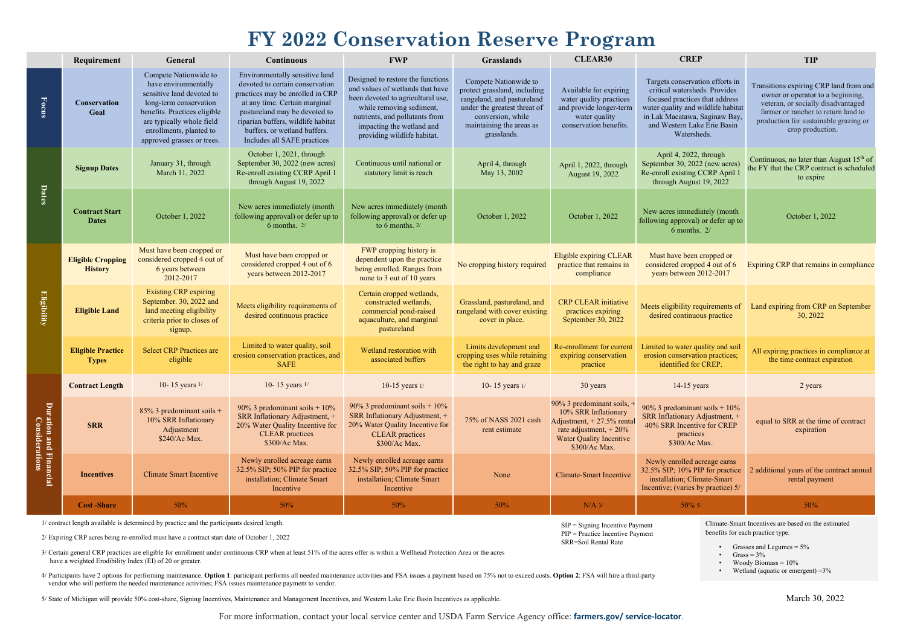# FY 2022 Conservation Reserve Program

| | Requirement | General | Continuous | FWP | Grasslands | CLEAR30 | CREP | TIP |
|---|---|---|---|---|---|---|---|---|
| Focus | **Conservation Goal** | Compete Nationwide to have environmentally sensitive land devoted to long-term conservation benefits. Practices eligible are typically whole field enrollments, planted to approved grasses or trees. | Environmentally sensitive land devoted to certain conservation practices may be enrolled in CRP at any time. Certain marginal pastureland may be devoted to riparian buffers, wildlife habitat buffers, or wetland buffers. Includes all SAFE practices | Designed to restore the functions and values of wetlands that have been devoted to agricultural use, while removing sediment, nutrients, and pollutants from impacting the wetland and providing wildlife habitat. | Compete Nationwide to protect grassland, including rangeland, and pastureland under the greatest threat of conversion, while maintaining the areas as grasslands. | Available for expiring water quality practices and provide longer-term water quality conservation benefits. | Targets conservation efforts in critical watersheds. Provides focused practices that address water quality and wildlife habitat in Lak Macatawa, Saginaw Bay, and Western Lake Erie Basin Watersheds. | Transitions expiring CRP land from and owner or operator to a beginning, veteran, or socially disadvantaged farmer or rancher to return land to production for sustainable grazing or crop production. |
| Dates | **Signup Dates** | January 31, through March 11, 2022 | October 1, 2021, through September 30, 2022 (new acres) Re-enroll existing CCRP April 1 through August 19, 2022 | Continuous until national or statutory limit is reach | April 4, through May 13, 2002 | April 1, 2022, through August 19, 2022 | April 4, 2022, through September 30, 2022 (new acres) Re-enroll existing CCRP April 1 through August 19, 2022 | Continuous, no later than August 15th of the FY that the CRP contract is scheduled to expire |
| | **Contract Start Dates** | October 1, 2022 | New acres immediately (month following approval) or defer up to 6 months. 2/ | New acres immediately (month following approval) or defer up to 6 months. 2/ | October 1, 2022 | October 1, 2022 | New acres immediately (month following approval) or defer up to 6 months. 2/ | October 1, 2022 |
| Eligibility | **Eligible Cropping History** | Must have been cropped or considered cropped 4 out of 6 years between 2012-2017 | Must have been cropped or considered cropped 4 out of 6 years between 2012-2017 | FWP cropping history is dependent upon the practice being enrolled. Ranges from none to 3 out of 10 years | No cropping history required | Eligible expiring CLEAR practice that remains in compliance | Must have been cropped or considered cropped 4 out of 6 years between 2012-2017 | Expiring CRP that remains in compliance |
| | **Eligible Land** | Existing CRP expiring September. 30, 2022 and land meeting eligibility criteria prior to closes of signup. | Meets eligibility requirements of desired continuous practice | Certain cropped wetlands, constructed wetlands, commercial pond-raised aquaculture, and marginal pastureland | Grassland, pastureland, and rangeland with cover existing cover in place. | CRP CLEAR initiative practices expiring September 30, 2022 | Meets eligibility requirements of desired continuous practice | Land expiring from CRP on September 30, 2022 |
| | **Eligible Practice Types** | Select CRP Practices are eligible | Limited to water quality, soil erosion conservation practices, and SAFE | Wetland restoration with associated buffers | Limits development and cropping uses while retaining the right to hay and graze | Re-enrollment for current expiring conservation practice | Limited to water quality and soil erosion conservation practices; identified for CREP. | All expiring practices in compliance at the time contract expiration |
| Duration and Financial Considerations | **Contract Length** | 10- 15 years 1/ | 10- 15 years 1/ | 10-15 years 1/ | 10- 15 years 1/ | 30 years | 14-15 years | 2 years |
| | **SRR** | 85% 3 predominant soils + 10% SRR Inflationary Adjustment $240/Ac Max. | 90% 3 predominant soils + 10% SRR Inflationary Adjustment, + 20% Water Quality Incentive for CLEAR practices $300/Ac Max. | 90% 3 predominant soils + 10% SRR Inflationary Adjustment, + 20% Water Quality Incentive for CLEAR practices $300/Ac Max. | 75% of NASS 2021 cash rent estimate | 90% 3 predominant soils, + 10% SRR Inflationary Adjustment, + 27.5% rental rate adjustment, + 20% Water Quality Incentive $300/Ac Max. | 90% 3 predominant soils + 10% SRR Inflationary Adjustment, + 40% SRR Incentive for CREP practices $300/Ac Max. | equal to SRR at the time of contract expiration |
| | **Incentives** | Climate Smart Incentive | Newly enrolled acreage earns 32.5% SIP; 50% PIP for practice installation; Climate Smart Incentive | Newly enrolled acreage earns 32.5% SIP; 50% PIP for practice installation; Climate Smart Incentive | None | Climate-Smart Incentive | Newly enrolled acreage earns 32.5% SIP; 10% PIP for practice installation; Climate-Smart Incentive; (varies by practice) 5/ | 2 additional years of the contract annual rental payment |
| | **Cost -Share** | 50% | 50% | 50% | 50% | N/A 3/ | 50% 5/ | 50% |

1/ contract length available is determined by practice and the participants desired length.

2/ Expiring CRP acres being re-enrolled must have a contract start date of October 1, 2022

3/ Certain general CRP practices are eligible for enrollment under continuous CRP when at least 51% of the acres offer is within a Wellhead Protection Area or the acres have a weighted Erodibility Index (EI) of 20 or greater.

4/ Participants have 2 options for performing maintenance. **Option 1**: participant performs all needed maintenance activities and FSA issues a payment based on 75% not to exceed costs. **Option 2**: FSA will hire a third-party vendor who will perform the needed maintenance activities; FSA issues maintenance payment to vendor.

5/ State of Michigan will provide 50% cost-share, Signing Incentives, Maintenance and Management Incentives, and Western Lake Erie Basin Incentives as applicable.

SIP = Signing Incentive Payment
PIP = Practice Incentive Payment
SRR=Soil Rental Rate

Climate-Smart Incentives are based on the estimated benefits for each practice type.

- Grasses and Legumes = 5%
- Grass = 3%
- Woody Biomass = 10%
- Wetland (aquatic or emergent) =3%

March 30, 2022

For more information, contact your local service center and USDA Farm Service Agency office: **farmers.gov/ service-locator**.